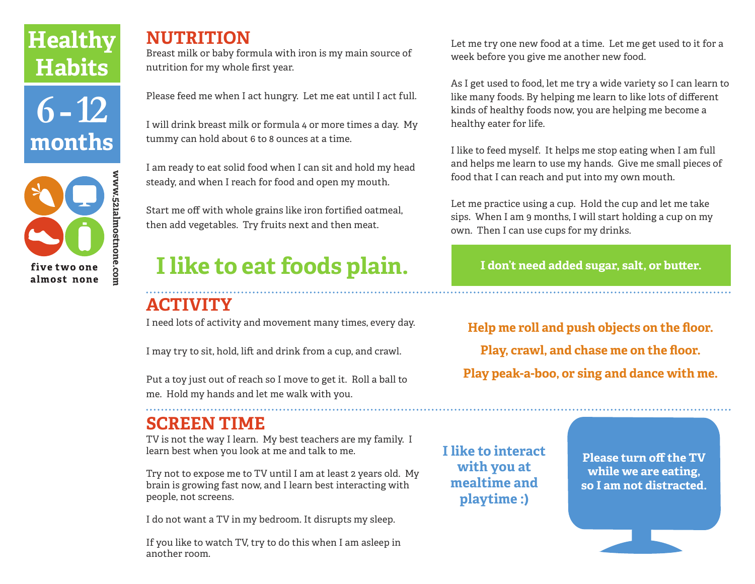# Healthy Habits

# 6 - 12 months

five two one almost none

www.521almostnone.com

## NUTRITION

Breast milk or baby formula with iron is my main source of nutrition for my whole first year.

Please feed me when I act hungry. Let me eat until I act full.

I will drink breast milk or formula 4 or more times a day. My tummy can hold about 6 to 8 ounces at a time.

I am ready to eat solid food when I can sit and hold my head steady, and when I reach for food and open my mouth.

Start me off with whole grains like iron fortified oatmeal, then add vegetables. Try fruits next and then meat.

Let me try one new food at a time. Let me get used to it for a week before you give me another new food.

As I get used to food, let me try a wide variety so I can learn to like many foods. By helping me learn to like lots of different kinds of healthy foods now, you are helping me become a healthy eater for life.

I like to feed myself. It helps me stop eating when I am full and helps me learn to use my hands. Give me small pieces of food that I can reach and put into my own mouth.

Let me practice using a cup. Hold the cup and let me take sips. When I am 9 months, I will start holding a cup on my own. Then I can use cups for my drinks.

**I like to eat foods plain.**

**I don't need added sugar, salt, or butter.**

## ACTIVITY

I need lots of activity and movement many times, every day.

I may try to sit, hold, lift and drink from a cup, and crawl.

Put a toy just out of reach so I move to get it. Roll a ball to me. Hold my hands and let me walk with you.

**Help me roll and push objects on the floor.**

**Play, crawl, and chase me on the floor.**

**Play peak-a-boo, or sing and dance with me.**

## SCREEN TIME

TV is not the way I learn. My best teachers are my family. I learn best when you look at me and talk to me.

Try not to expose me to TV until I am at least 2 years old. My brain is growing fast now, and I learn best interacting with people, not screens.

I do not want a TV in my bedroom. It disrupts my sleep.

If you like to watch TV, try to do this when I am asleep in another room.

**I like to interact with you at mealtime and playtime :)**

**Please turn off the TV while we are eating, so I am not distracted.**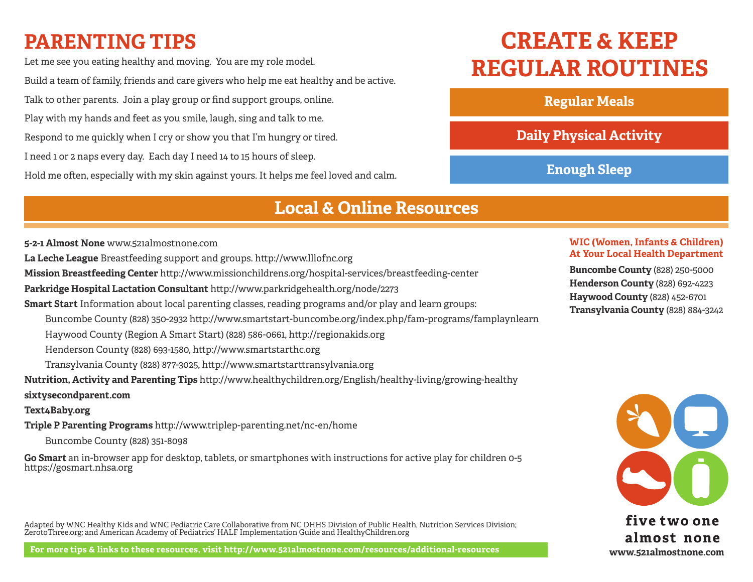# PARENTING TIPS

Let me see you eating healthy and moving. You are my role model.

Build a team of family, friends and care givers who help me eat healthy and be active.

Talk to other parents. Join a play group or find support groups, online.

Play with my hands and feet as you smile, laugh, sing and talk to me.

Respond to me quickly when I cry or show you that I'm hungry or tired.

I need 1 or 2 naps every day. Each day I need 14 to 15 hours of sleep.

Hold me often, especially with my skin against yours. It helps me feel loved and calm.

# CREATE & KEEP REGULAR ROUTINES

**Regular Meals**

**Daily Physical Activity**

**Enough Sleep**

## Local & Online Resources

**5-2-1 Almost None** www.521almostnone.com

**La Leche League** Breastfeeding support and groups. http://www.lllofnc.org

**Mission Breastfeeding Center** http://www.missionchildrens.org/hospital-services/breastfeeding-center

**Parkridge Hospital Lactation Consultant** http://www.parkridgehealth.org/node/2273

**Smart Start** Information about local parenting classes, reading programs and/or play and learn groups:

- Buncombe County (828) 350-2932 http://www.smartstart-buncombe.org/index.php/fam-programs/famplaynlearn
- Haywood County (Region A Smart Start) (828) 586-0661, http://regionakids.org
- Henderson County (828) 693-1580, http://www.smartstarthc.org
- Transylvania County (828) 877-3025, http://www.smartstarttransylvania.org

**Nutrition, Activity and Parenting Tips** http://www.healthychildren.org/English/healthy-living/growing-healthy

**sixtysecondparent.com**

**Text4Baby.org**

**Triple P Parenting Programs** http://www.triplep-parenting.net/nc-en/home

- Buncombe County (828) 351-8098

**Go Smart** an in-browser app for desktop, tablets, or smartphones with instructions for active play for children 0-5
https://gosmart.nhsa.org

**WIC (Women, Infants & Children) At Your Local Health Department**

**Buncombe County** (828) 250-5000

**Henderson County** (828) 692-4223

**Haywood County** (828) 452-6701

**Transylvania County** (828) 884-3242

Adapted by WNC Healthy Kids and WNC Pediatric Care Collaborative from NC DHHS Division of Public Health, Nutrition Services Division; ZerotoThree.org; and American Academy of Pediatrics' HALF Implementation Guide and HealthyChildren.org

**For more tips & links to these resources, visit http://www.521almostnone.com/resources/additional-resources**

five two one almost none
www.521almostnone.com